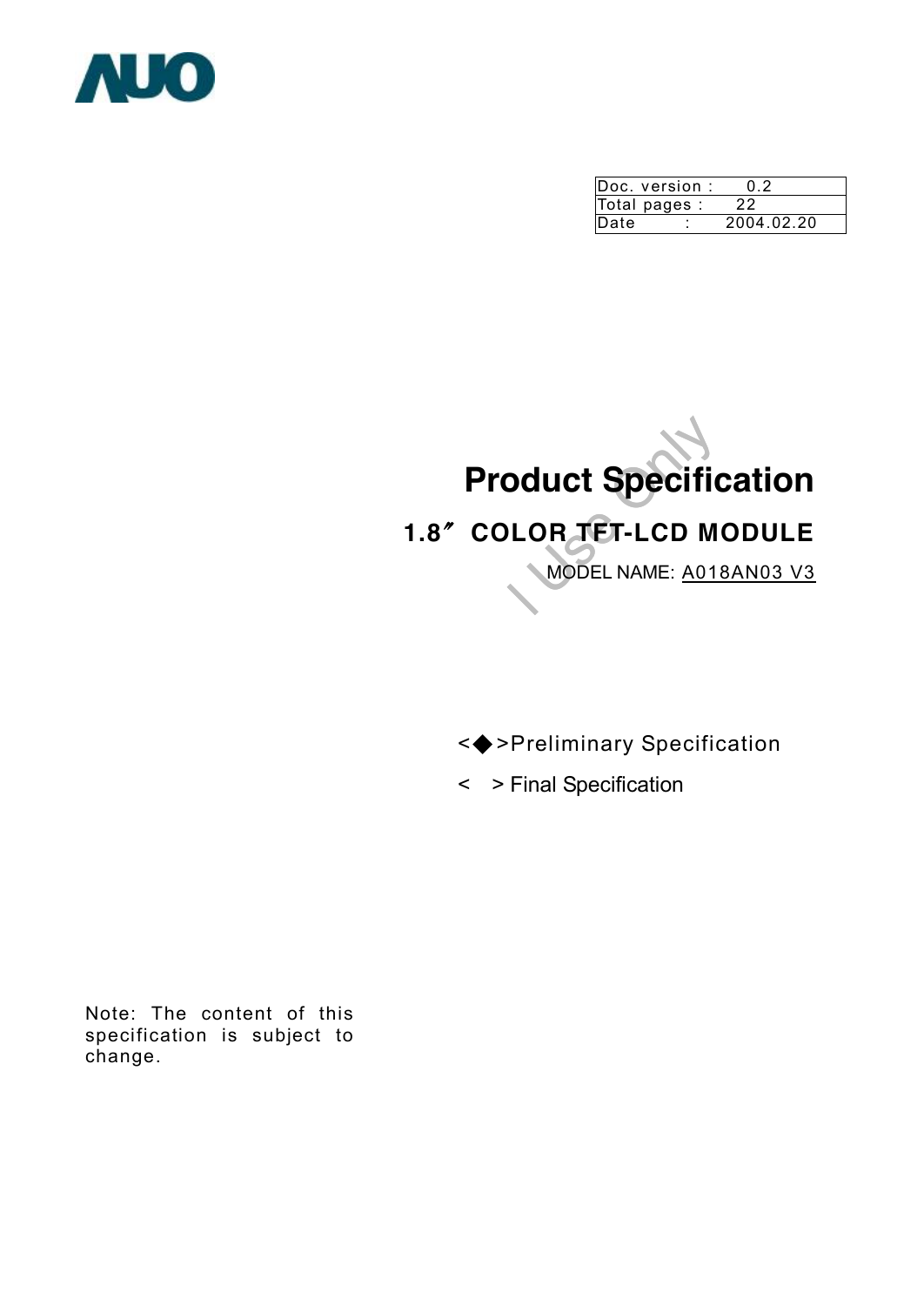AUO

| | |
|---|---|
| Doc. version : | 0.2 |
| Total pages : | 22 |
| Date : | 2004.02.20 |

# Product Specification

## 1.8″ COLOR TFT-LCD MODULE

MODEL NAME: A018AN03 V3

<◆>Preliminary Specification

< > Final Specification

Note: The content of this specification is subject to change.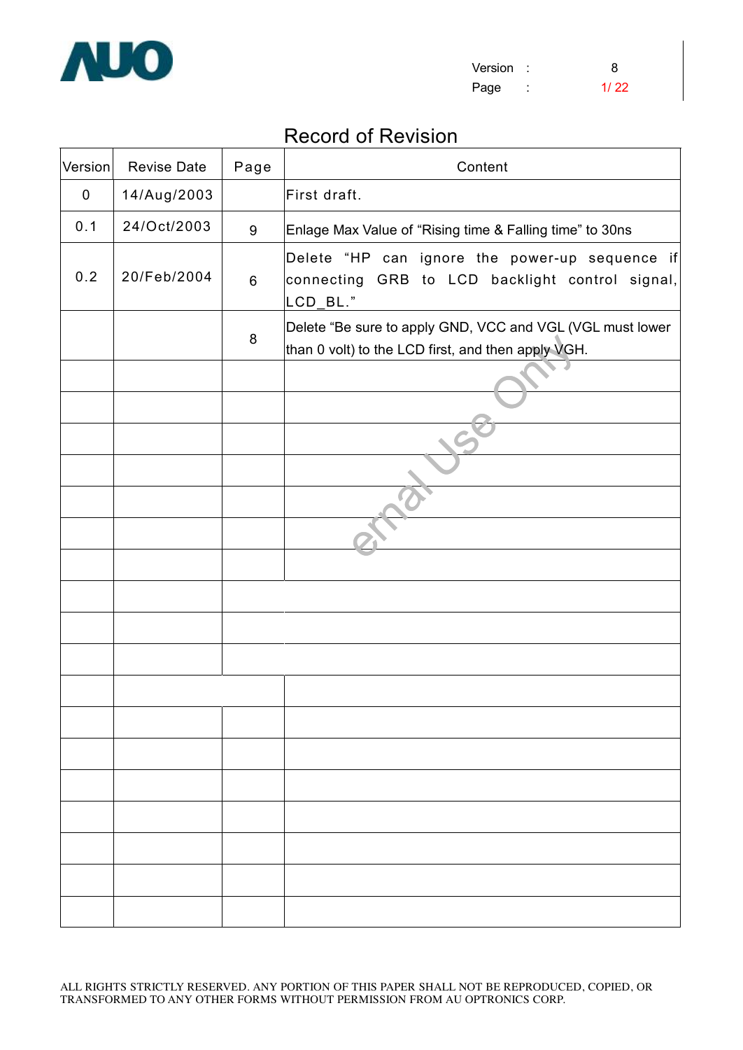# Record of Revision

| Version | Revise Date | Page | Content |
|---|---|---|---|
| 0 | 14/Aug/2003 | | First draft. |
| 0.1 | 24/Oct/2003 | 9 | Enlage Max Value of “Rising time & Falling time” to 30ns |
| 0.2 | 20/Feb/2004 | 6 | Delete “HP can ignore the power-up sequence if connecting GRB to LCD backlight control signal, LCD_BL.” |
| | | 8 | Delete “Be sure to apply GND, VCC and VGL (VGL must lower than 0 volt) to the LCD first, and then apply VGH. |
| | | | |
| | | | |
| | | | |
| | | | |
| | | | |
| | | | |
| | | | |
| | | | |
| | | | |
| | | | |
| | | | |
| | | | |
| | | | |
| | | | |
| | | | |
| | | | |
| | | | |
| | | | |

ALL RIGHTS STRICTLY RESERVED. ANY PORTION OF THIS PAPER SHALL NOT BE REPRODUCED, COPIED, OR TRANSFORMED TO ANY OTHER FORMS WITHOUT PERMISSION FROM AU OPTRONICS CORP.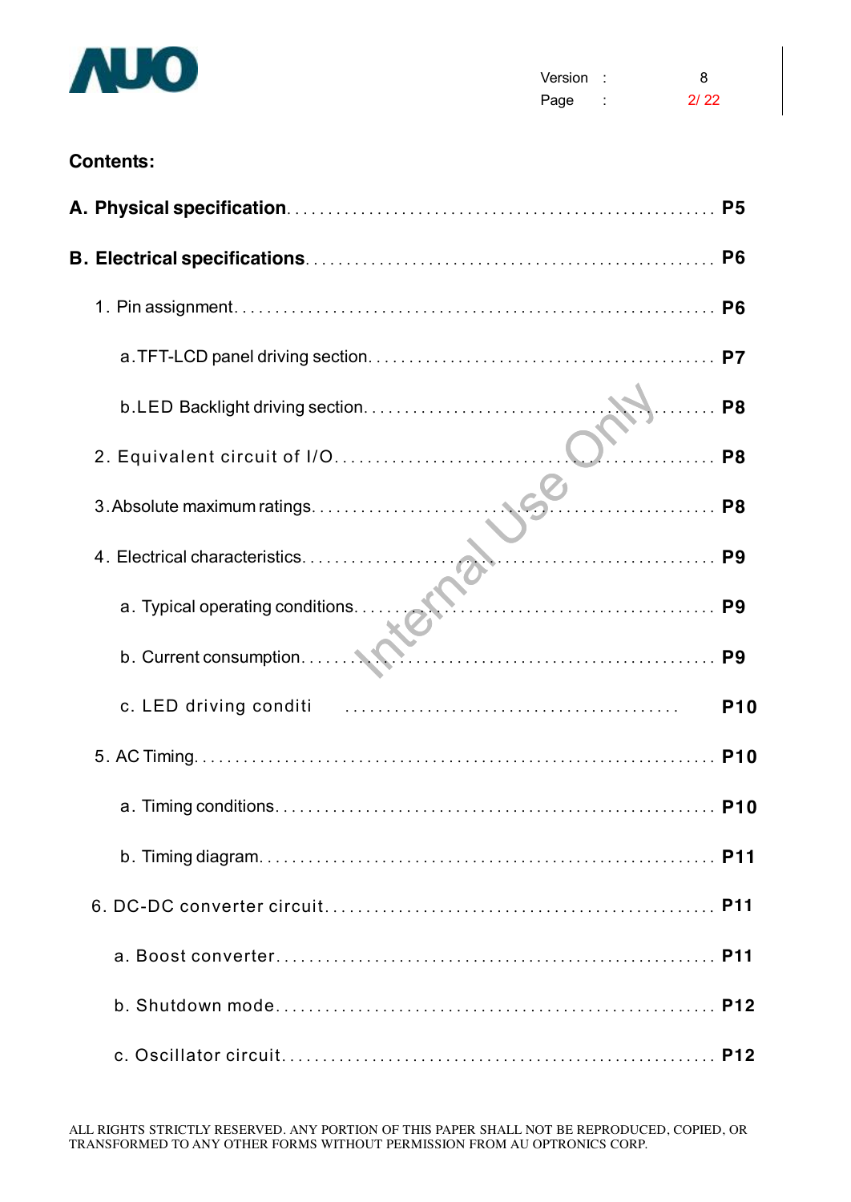**Contents:**

**A. Physical specification** .................................................... **P5**

**B. Electrical specifications** .................................................... **P6**

1. Pin assignment .................................................... **P6**

    a. TFT-LCD panel driving section .................................................... **P7**

    b. LED Backlight driving section .................................................... **P8**

2. Equivalent circuit of I/O .................................................... **P8**

3. Absolute maximum ratings .................................................... **P8**

4. Electrical characteristics .................................................... **P9**

    a. Typical operating conditions .................................................... **P9**

    b. Current consumption .................................................... **P9**

    c. LED driving conditi .................................................... **P10**

5. AC Timing .................................................... **P10**

    a. Timing conditions .................................................... **P10**

    b. Timing diagram .................................................... **P11**

6. DC-DC converter circuit .................................................... **P11**

    a. Boost converter .................................................... **P11**

    b. Shutdown mode .................................................... **P12**

    c. Oscillator circuit .................................................... **P12**

ALL RIGHTS STRICTLY RESERVED. ANY PORTION OF THIS PAPER SHALL NOT BE REPRODUCED, COPIED, OR TRANSFORMED TO ANY OTHER FORMS WITHOUT PERMISSION FROM AU OPTRONICS CORP.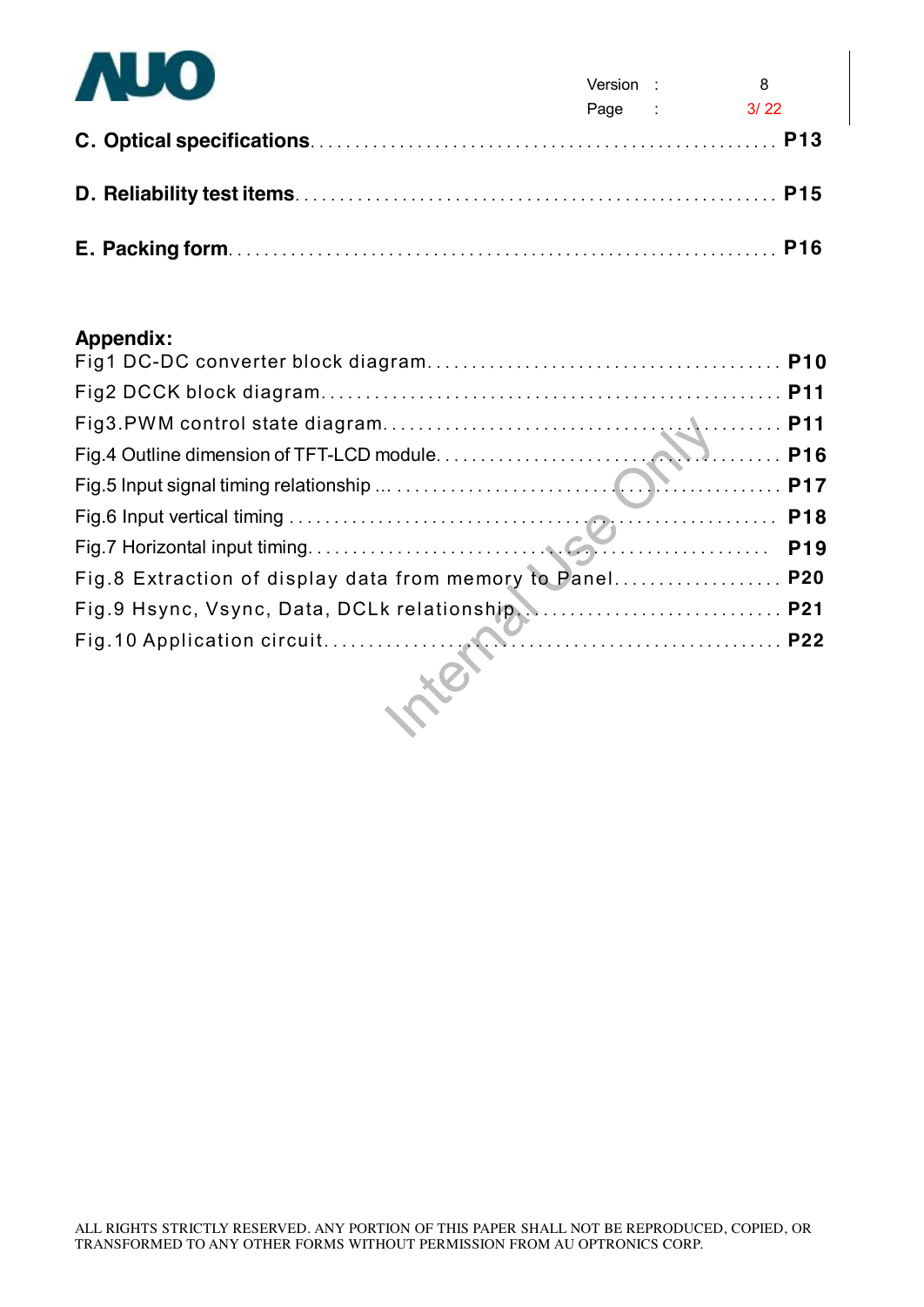**C. Optical specifications** . . . . . . . . . . . . . . . . . . . . . . . . . . . . . . . . . . . . . . . . . . . . . . . . . . **P13**

**D. Reliability test items** . . . . . . . . . . . . . . . . . . . . . . . . . . . . . . . . . . . . . . . . . . . . . . . . . . **P15**

**E. Packing form** . . . . . . . . . . . . . . . . . . . . . . . . . . . . . . . . . . . . . . . . . . . . . . . . . . . . . . . . **P16**

**Appendix:**

Fig1 DC-DC converter block diagram . . . . . . . . . . . . . . . . . . . . . . . . . . . . . . . . . . . . . . . . **P10**

Fig2 DCCK block diagram . . . . . . . . . . . . . . . . . . . . . . . . . . . . . . . . . . . . . . . . . . . . . . . . . . **P11**

Fig3.PWM control state diagram . . . . . . . . . . . . . . . . . . . . . . . . . . . . . . . . . . . . . . . . . . . . **P11**

Fig.4 Outline dimension of TFT-LCD module . . . . . . . . . . . . . . . . . . . . . . . . . . . . . . . . . . . **P16**

Fig.5 Input signal timing relationship ... . . . . . . . . . . . . . . . . . . . . . . . . . . . . . . . . . . . . . . **P17**

Fig.6 Input vertical timing . . . . . . . . . . . . . . . . . . . . . . . . . . . . . . . . . . . . . . . . . . . . . . . . . . **P18**

Fig.7 Horizontal input timing . . . . . . . . . . . . . . . . . . . . . . . . . . . . . . . . . . . . . . . . . . . . . . . . **P19**

Fig.8 Extraction of display data from memory to Panel . . . . . . . . . . . . . . . . . . . . . . . . . . **P20**

Fig.9 Hsync, Vsync, Data, DCLk relationship . . . . . . . . . . . . . . . . . . . . . . . . . . . . . . . . . . **P21**

Fig.10 Application circuit . . . . . . . . . . . . . . . . . . . . . . . . . . . . . . . . . . . . . . . . . . . . . . . . . . . . **P22**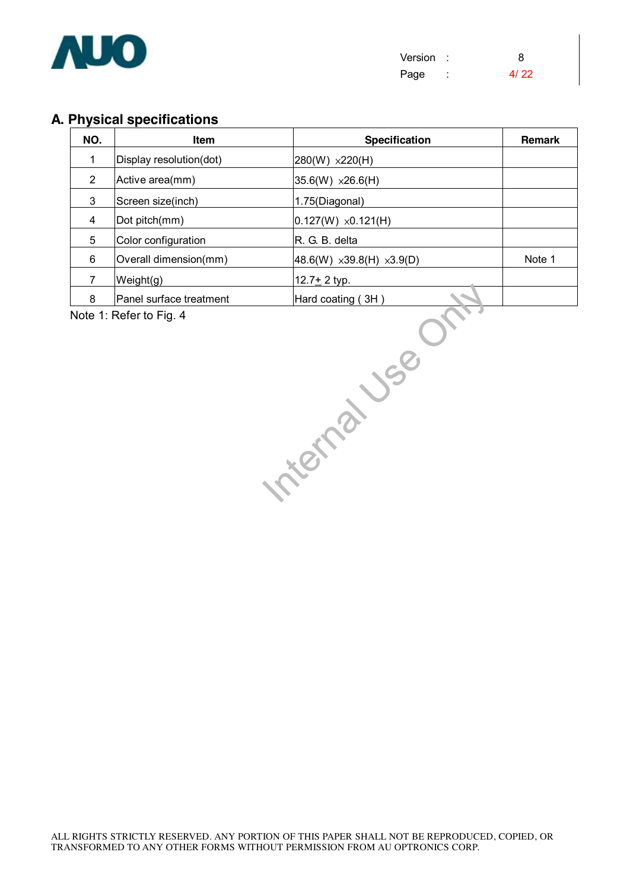## A. Physical specifications

| NO. | Item | Specification | Remark |
|---|---|---|---|
| 1 | Display resolution(dot) | 280(W) ×220(H) | |
| 2 | Active area(mm) | 35.6(W) ×26.6(H) | |
| 3 | Screen size(inch) | 1.75(Diagonal) | |
| 4 | Dot pitch(mm) | 0.127(W) ×0.121(H) | |
| 5 | Color configuration | R. G. B. delta | |
| 6 | Overall dimension(mm) | 48.6(W) ×39.8(H) ×3.9(D) | Note 1 |
| 7 | Weight(g) | 12.7± 2 typ. | |
| 8 | Panel surface treatment | Hard coating ( 3H ) | |

Note 1: Refer to Fig. 4

ALL RIGHTS STRICTLY RESERVED. ANY PORTION OF THIS PAPER SHALL NOT BE REPRODUCED, COPIED, OR TRANSFORMED TO ANY OTHER FORMS WITHOUT PERMISSION FROM AU OPTRONICS CORP.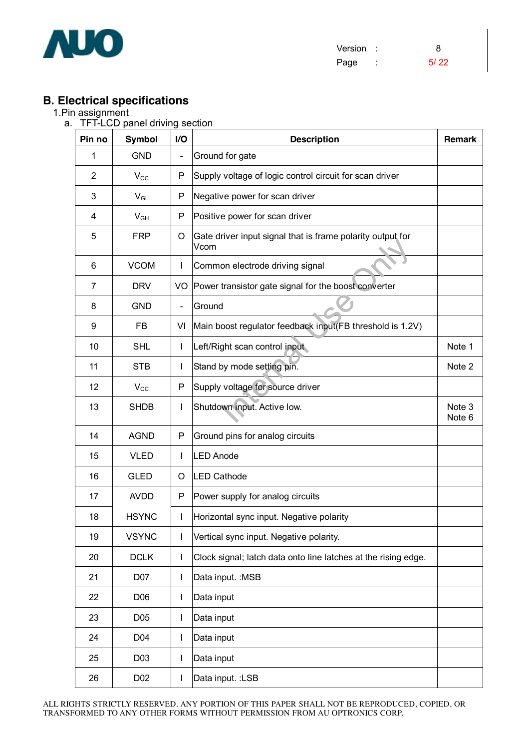## B. Electrical specifications

1.Pin assignment

a. TFT-LCD panel driving section

| Pin no | Symbol | I/O | Description | Remark |
|---|---|---|---|---|
| 1 | GND | - | Ground for gate | |
| 2 | $V_{CC}$ | P | Supply voltage of logic control circuit for scan driver | |
| 3 | $V_{GL}$ | P | Negative power for scan driver | |
| 4 | $V_{GH}$ | P | Positive power for scan driver | |
| 5 | FRP | O | Gate driver input signal that is frame polarity output for Vcom | |
| 6 | VCOM | I | Common electrode driving signal | |
| 7 | DRV | VO | Power transistor gate signal for the boost converter | |
| 8 | GND | - | Ground | |
| 9 | FB | VI | Main boost regulator feedback input(FB threshold is 1.2V) | |
| 10 | SHL | I | Left/Right scan control input | Note 1 |
| 11 | STB | I | Stand by mode setting pin. | Note 2 |
| 12 | $V_{CC}$ | P | Supply voltage for source driver | |
| 13 | SHDB | I | Shutdown input. Active low. | Note 3 Note 6 |
| 14 | AGND | P | Ground pins for analog circuits | |
| 15 | VLED | I | LED Anode | |
| 16 | GLED | O | LED Cathode | |
| 17 | AVDD | P | Power supply for analog circuits | |
| 18 | HSYNC | I | Horizontal sync input. Negative polarity | |
| 19 | VSYNC | I | Vertical sync input. Negative polarity. | |
| 20 | DCLK | I | Clock signal; latch data onto line latches at the rising edge. | |
| 21 | D07 | I | Data input. :MSB | |
| 22 | D06 | I | Data input | |
| 23 | D05 | I | Data input | |
| 24 | D04 | I | Data input | |
| 25 | D03 | I | Data input | |
| 26 | D02 | I | Data input. :LSB | |

ALL RIGHTS STRICTLY RESERVED. ANY PORTION OF THIS PAPER SHALL NOT BE REPRODUCED, COPIED, OR TRANSFORMED TO ANY OTHER FORMS WITHOUT PERMISSION FROM AU OPTRONICS CORP.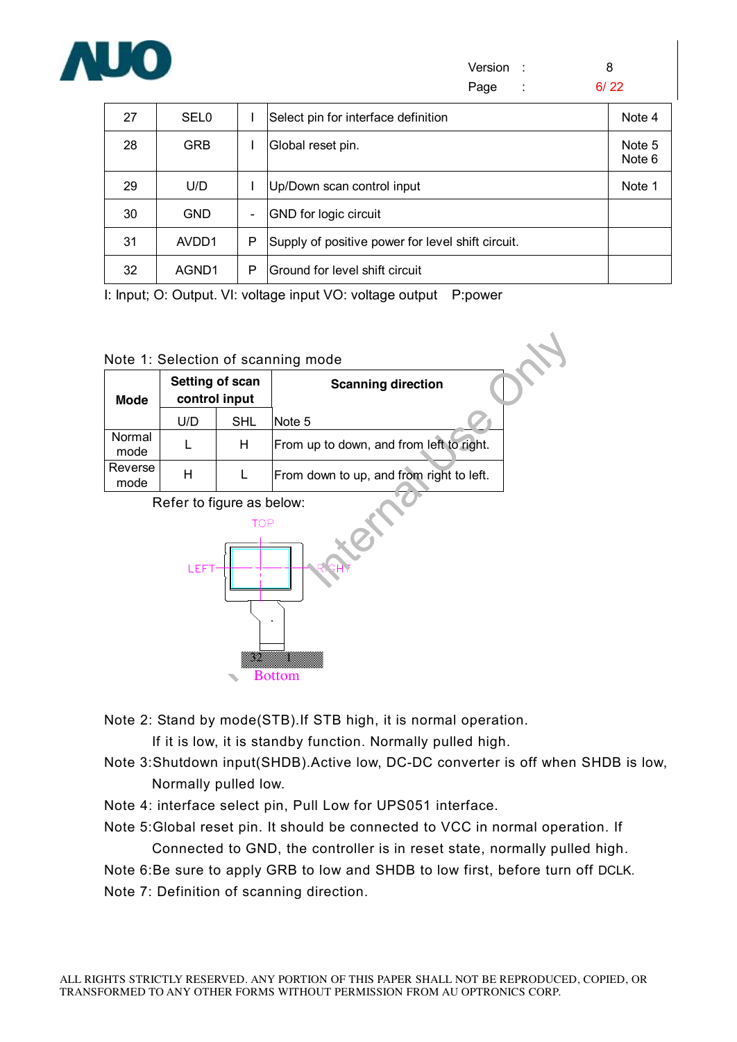| | | | | |
|---|---|---|---|---|
| 27 | SEL0 | I | Select pin for interface definition | Note 4 |
| 28 | GRB | I | Global reset pin. | Note 5<br>Note 6 |
| 29 | U/D | I | Up/Down scan control input | Note 1 |
| 30 | GND | - | GND for logic circuit | |
| 31 | AVDD1 | P | Supply of positive power for level shift circuit. | |
| 32 | AGND1 | P | Ground for level shift circuit | |

I: Input; O: Output. VI: voltage input VO: voltage output P:power

Note 1: Selection of scanning mode

| Mode | Setting of scan control input | | Scanning direction |
|---|---|---|---|
| | U/D | SHL | Note 5 |
| Normal mode | L | H | From up to down, and from left to right. |
| Reverse mode | H | L | From down to up, and from right to left. |

Refer to figure as below:

TOP

LEFT

RIGHT

32 1

Bottom

Note 2: Stand by mode(STB).If STB high, it is normal operation.
If it is low, it is standby function. Normally pulled high.

Note 3:Shutdown input(SHDB).Active low, DC-DC converter is off when SHDB is low, Normally pulled low.

Note 4: interface select pin, Pull Low for UPS051 interface.

Note 5:Global reset pin. It should be connected to VCC in normal operation. If Connected to GND, the controller is in reset state, normally pulled high.

Note 6:Be sure to apply GRB to low and SHDB to low first, before turn off DCLK.

Note 7: Definition of scanning direction.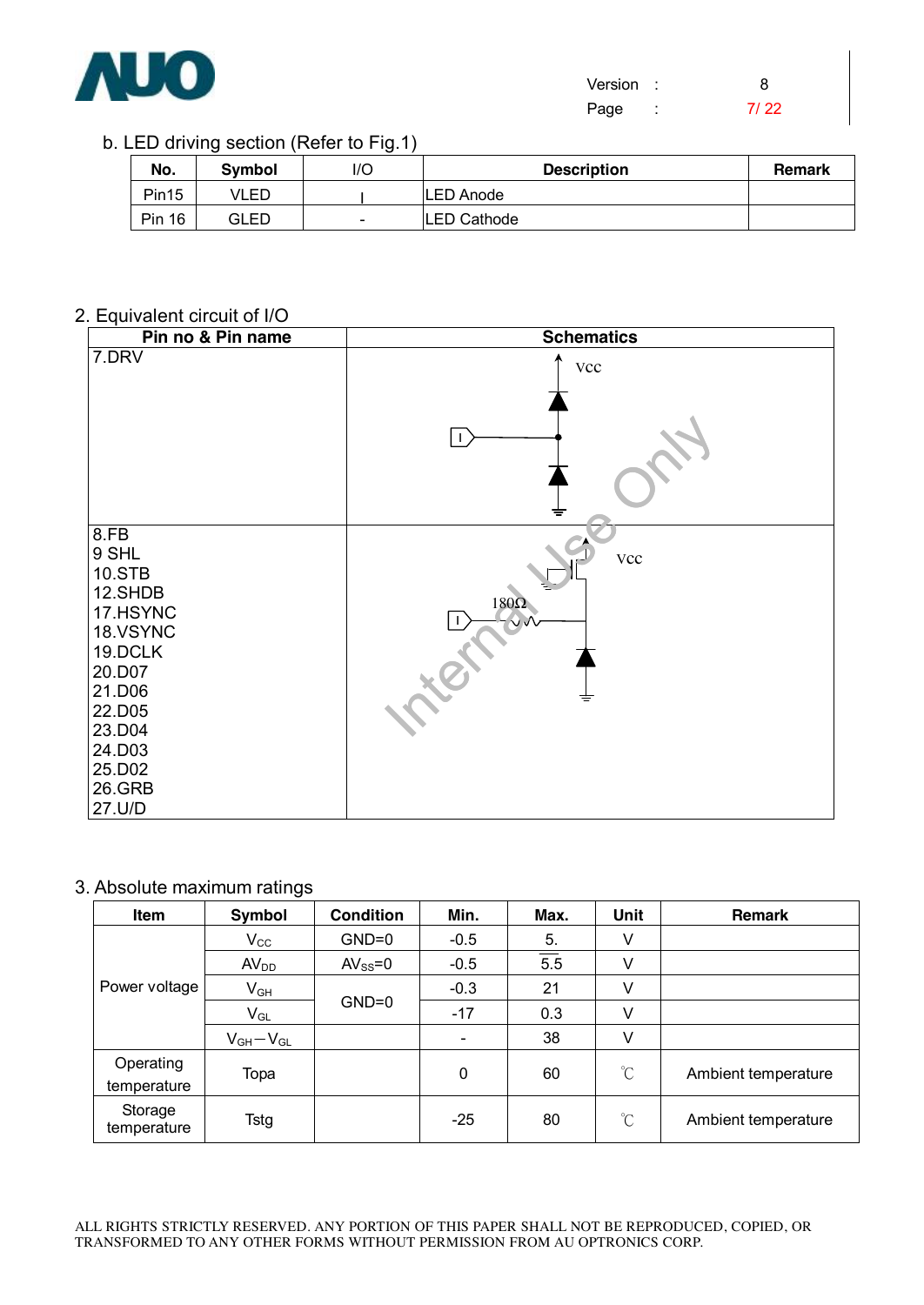b. LED driving section (Refer to Fig.1)

| No. | Symbol | I/O | Description | Remark |
|---|---|---|---|---|
| Pin15 | VLED | I | LED Anode | |
| Pin 16 | GLED | - | LED Cathode | |

2. Equivalent circuit of I/O

| Pin no & Pin name | Schematics |
|---|---|
| 7.DRV | Vcc<br>I |
| 8.FB<br>9 SHL<br>10.STB<br>12.SHDB<br>17.HSYNC<br>18.VSYNC<br>19.DCLK<br>20.D07<br>21.D06<br>22.D05<br>23.D04<br>24.D03<br>25.D02<br>26.GRB<br>27.U/D | Vcc<br>180Ω<br>I |

Internal Use Only

3. Absolute maximum ratings

| Item | Symbol | Condition | Min. | Max. | Unit | Remark |
|---|---|---|---|---|---|---|
| Power voltage | $V_{CC}$ | GND=0 | -0.5 | 5. | V | |
| | $AV_{DD}$ | $AV_{SS}$=0 | -0.5 | 5.5 | V | |
| | $V_{GH}$ | GND=0 | -0.3 | 21 | V | |
| | $V_{GL}$ | | -17 | 0.3 | V | |
| | $V_{GH}-V_{GL}$ | | - | 38 | V | |
| Operating temperature | Topa | | 0 | 60 | ℃ | Ambient temperature |
| Storage temperature | Tstg | | -25 | 80 | ℃ | Ambient temperature |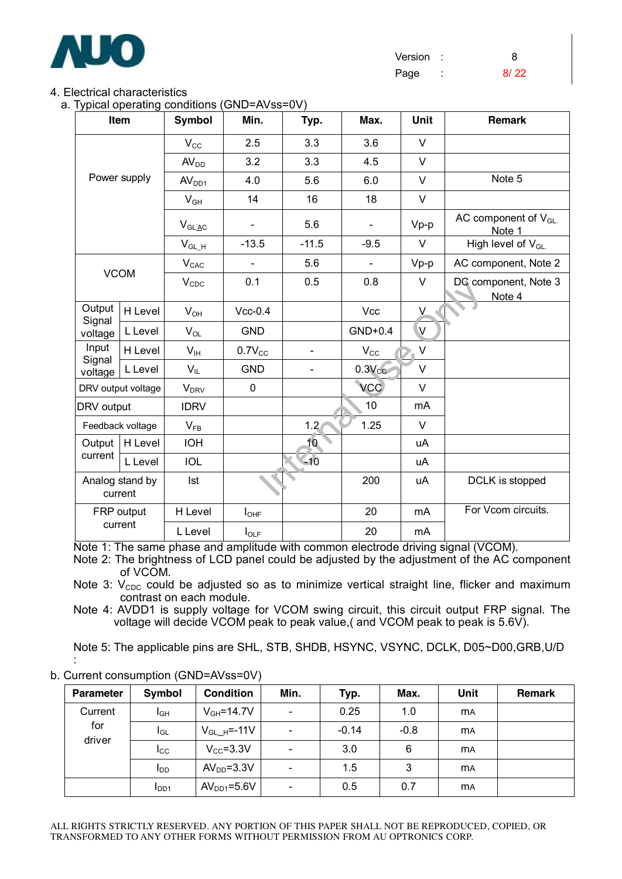4. Electrical characteristics

a. Typical operating conditions (GND=AVss=0V)

| Item | | Symbol | Min. | Typ. | Max. | Unit | Remark |
|---|---|---|---|---|---|---|---|
| Power supply | | $V_{CC}$ | 2.5 | 3.3 | 3.6 | V | |
| | | $AV_{DD}$ | 3.2 | 3.3 | 4.5 | V | |
| | | $AV_{DD1}$ | 4.0 | 5.6 | 6.0 | V | Note 5 |
| | | $V_{GH}$ | 14 | 16 | 18 | V | |
| | | $V_{GL\_AC}$ | - | 5.6 | - | Vp-p | AC component of $V_{GL}$. Note 1 |
| | | $V_{GL\_H}$ | -13.5 | -11.5 | -9.5 | V | High level of $V_{GL}$. |
| VCOM | | $V_{CAC}$ | - | 5.6 | - | Vp-p | AC component, Note 2 |
| | | $V_{CDC}$ | 0.1 | 0.5 | 0.8 | V | DC component, Note 3 Note 4 |
| Output Signal voltage | H Level | $V_{OH}$ | Vcc-0.4 | | Vcc | V | |
| | L Level | $V_{OL}$ | GND | | GND+0.4 | V | |
| Input Signal voltage | H Level | $V_{IH}$ | $0.7V_{CC}$ | - | $V_{CC}$ | V | |
| | L Level | $V_{IL}$ | GND | - | $0.3V_{CC}$ | V | |
| DRV output voltage | | $V_{DRV}$ | 0 | | VCC | V | |
| DRV output | | IDRV | | | 10 | mA | |
| Feedback voltage | | $V_{FB}$ | | 1.2 | 1.25 | V | |
| Output current | H Level | IOH | | 10 | | uA | |
| | L Level | IOL | | -10 | | uA | |
| Analog stand by current | | Ist | | | 200 | uA | DCLK is stopped |
| FRP output current | | H Level | $I_{OHF}$ | | 20 | mA | For Vcom circuits. |
| | | L Level | $I_{OLF}$ | | 20 | mA | |

Note 1: The same phase and amplitude with common electrode driving signal (VCOM).

Note 2: The brightness of LCD panel could be adjusted by the adjustment of the AC component of VCOM.

Note 3: $V_{CDC}$ could be adjusted so as to minimize vertical straight line, flicker and maximum contrast on each module.

Note 4: AVDD1 is supply voltage for VCOM swing circuit, this circuit output FRP signal. The voltage will decide VCOM peak to peak value,( and VCOM peak to peak is 5.6V).

Note 5: The applicable pins are SHL, STB, SHDB, HSYNC, VSYNC, DCLK, D05~D00,GRB,U/D
:

b. Current consumption (GND=AVss=0V)

| Parameter | Symbol | Condition | Min. | Typ. | Max. | Unit | Remark |
|---|---|---|---|---|---|---|---|
| Current for driver | $I_{GH}$ | $V_{GH}$=14.7V | - | 0.25 | 1.0 | mA | |
| | $I_{GL}$ | $V_{GL\_H}$=-11V | - | -0.14 | -0.8 | mA | |
| | $I_{CC}$ | $V_{CC}$=3.3V | - | 3.0 | 6 | mA | |
| | $I_{DD}$ | $AV_{DD}$=3.3V | - | 1.5 | 3 | mA | |
| | $I_{DD1}$ | $AV_{DD1}$=5.6V | - | 0.5 | 0.7 | mA | |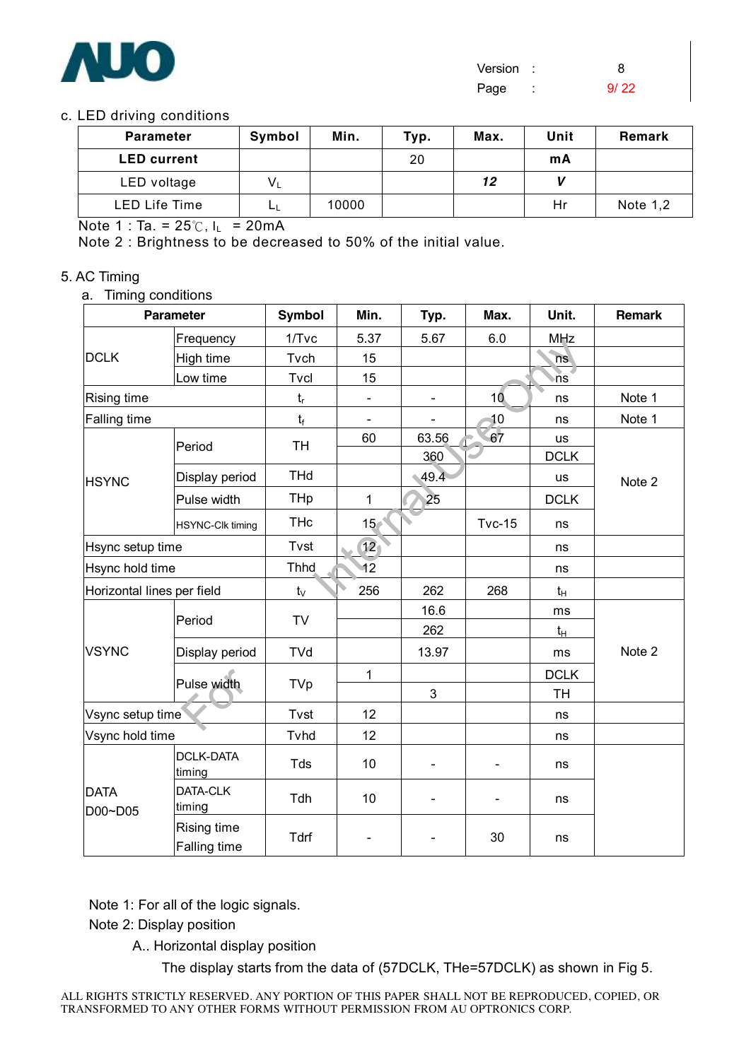c. LED driving conditions

| Parameter | Symbol | Min. | Typ. | Max. | Unit | Remark |
|---|---|---|---|---|---|---|
| **LED current** | | | 20 | | **mA** | |
| LED voltage | $V_L$ | | | ***12*** | ***V*** | |
| LED Life Time | $L_L$ | 10000 | | | Hr | Note 1,2 |

Note 1 : Ta. = 25℃, $I_L$ = 20mA
Note 2 : Brightness to be decreased to 50% of the initial value.

5. AC Timing

a. Timing conditions

| Parameter | | Symbol | Min. | Typ. | Max. | Unit. | Remark |
|---|---|---|---|---|---|---|---|
| DCLK | Frequency | 1/Tvc | 5.37 | 5.67 | 6.0 | MHz | |
| | High time | Tvch | 15 | | | ns | |
| | Low time | Tvcl | 15 | | | ns | |
| Rising time | | $t_r$ | - | - | 10 | ns | Note 1 |
| Falling time | | $t_f$ | - | - | 10 | ns | Note 1 |
| HSYNC | Period | TH | 60 | 63.56 | 67 | us | Note 2 |
| | | | | 360 | | DCLK | |
| | Display period | THd | | 49.4 | | us | |
| | Pulse width | THp | 1 | 25 | | DCLK | |
| | HSYNC-Clk timing | THc | 15 | | Tvc-15 | ns | |
| Hsync setup time | | Tvst | 12 | | | ns | |
| Hsync hold time | | Thhd | 12 | | | ns | |
| Horizontal lines per field | | $t_V$ | 256 | 262 | 268 | $t_H$ | |
| VSYNC | Period | TV | | 16.6 | | ms | Note 2 |
| | | | | 262 | | $t_H$ | |
| | Display period | TVd | | 13.97 | | ms | |
| | Pulse width | TVp | 1 | | | DCLK | |
| | | | | 3 | | TH | |
| Vsync setup time | | Tvst | 12 | | | ns | |
| Vsync hold time | | Tvhd | 12 | | | ns | |
| DATA D00~D05 | DCLK-DATA timing | Tds | 10 | - | - | ns | |
| | DATA-CLK timing | Tdh | 10 | - | - | ns | |
| | Rising time Falling time | Tdrf | - | - | 30 | ns | |

Note 1: For all of the logic signals.

Note 2: Display position

A.. Horizontal display position

The display starts from the data of (57DCLK, THe=57DCLK) as shown in Fig 5.

ALL RIGHTS STRICTLY RESERVED. ANY PORTION OF THIS PAPER SHALL NOT BE REPRODUCED, COPIED, OR TRANSFORMED TO ANY OTHER FORMS WITHOUT PERMISSION FROM AU OPTRONICS CORP.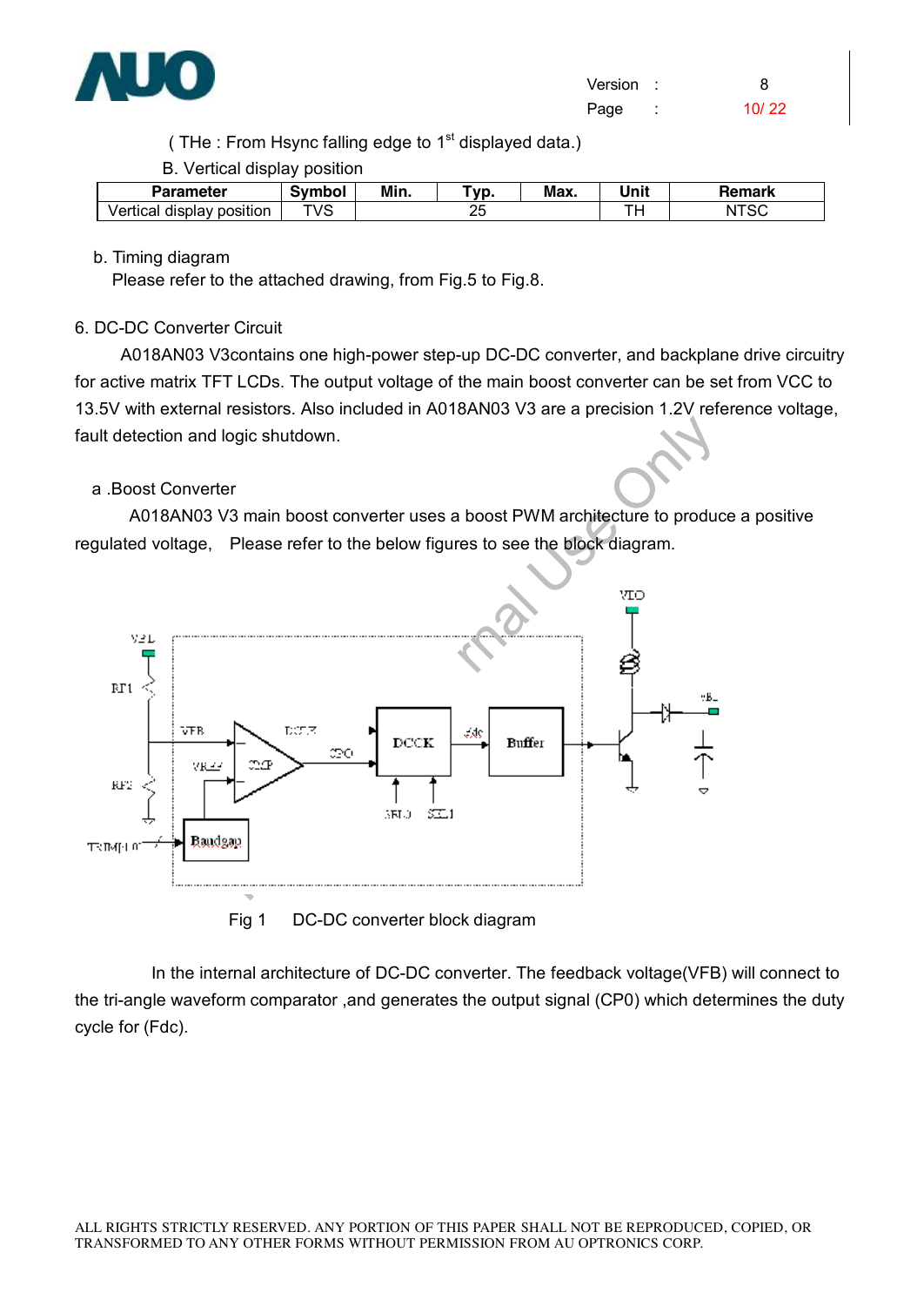( THe : From Hsync falling edge to 1st displayed data.)

B. Vertical display position

| Parameter | Symbol | Min. | Typ. | Max. | Unit | Remark |
|---|---|---|---|---|---|---|
| Vertical display position | TVS | | 25 | | TH | NTSC |

b. Timing diagram

Please refer to the attached drawing, from Fig.5 to Fig.8.

6. DC-DC Converter Circuit

A018AN03 V3contains one high-power step-up DC-DC converter, and backplane drive circuitry for active matrix TFT LCDs. The output voltage of the main boost converter can be set from VCC to 13.5V with external resistors. Also included in A018AN03 V3 are a precision 1.2V reference voltage, fault detection and logic shutdown.

a .Boost Converter

A018AN03 V3 main boost converter uses a boost PWM architecture to produce a positive regulated voltage, Please refer to the below figures to see the block diagram.

Fig 1 DC-DC converter block diagram

In the internal architecture of DC-DC converter. The feedback voltage(VFB) will connect to the tri-angle waveform comparator ,and generates the output signal (CP0) which determines the duty cycle for (Fdc).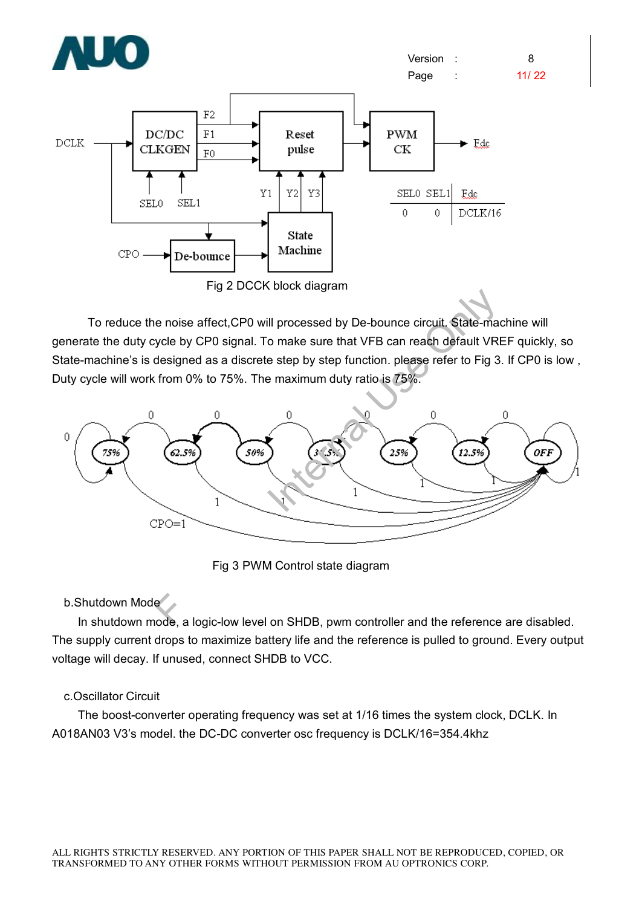DCLK

DC/DC CLKGEN

F2

F1

F0

SEL0 SEL1

Reset pulse

PWM CK

Fdc

Y1 Y2 Y3

State Machine

CPO

De-bounce

| SEL0 | SEL1 | Fdc |
|---|---|---|
| 0 | 0 | DCLK/16 |

Fig 2 DCCK block diagram

To reduce the noise affect,CP0 will processed by De-bounce circuit. State-machine will generate the duty cycle by CP0 signal. To make sure that VFB can reach default VREF quickly, so State-machine's is designed as a discrete step by step function. please refer to Fig 3. If CP0 is low , Duty cycle will work from 0% to 75%. The maximum duty ratio is 75%.

0 0 0 0 0 0 0

75% 62.5% 50% 37.5% 25% 12.5% OFF

1 1 1 1 1 1

CPO=1

Fig 3 PWM Control state diagram

b.Shutdown Mode

In shutdown mode, a logic-low level on SHDB, pwm controller and the reference are disabled. The supply current drops to maximize battery life and the reference is pulled to ground. Every output voltage will decay. If unused, connect SHDB to VCC.

c.Oscillator Circuit

The boost-converter operating frequency was set at 1/16 times the system clock, DCLK. In A018AN03 V3's model. the DC-DC converter osc frequency is DCLK/16=354.4khz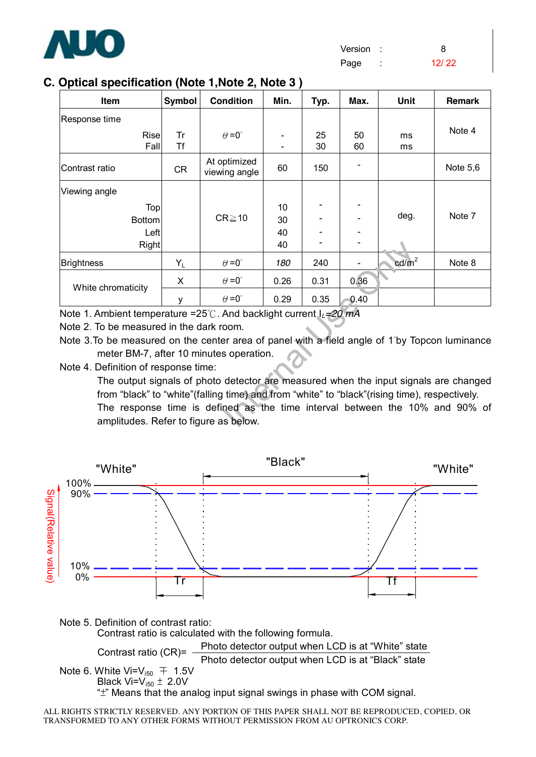## C. Optical specification (Note 1,Note 2, Note 3 )

| Item | Symbol | Condition | Min. | Typ. | Max. | Unit | Remark |
|---|---|---|---|---|---|---|---|
| Response time | | | | | | | |
| Rise | Tr | $\theta$=0° | - | 25 | 50 | ms | Note 4 |
| Fall | Tf | | - | 30 | 60 | ms | |
| Contrast ratio | CR | At optimized viewing angle | 60 | 150 | - | | Note 5,6 |
| Viewing angle | | | | | | | |
| Top | | CR≧10 | 10 | - | - | deg. | Note 7 |
| Bottom | | | 30 | - | - | | |
| Left | | | 40 | - | - | | |
| Right | | | 40 | - | - | | |
| Brightness | $Y_L$ | $\theta$=0° | *180* | 240 | - | cd/m$^2$ | Note 8 |
| White chromaticity | X | $\theta$=0° | 0.26 | 0.31 | 0.36 | | |
| | y | $\theta$=0° | 0.29 | 0.35 | 0.40 | | |

Note 1. Ambient temperature =25℃. And backlight current $I_L$=*20 mA*

Note 2. To be measured in the dark room.

Note 3.To be measured on the center area of panel with a field angle of 1°by Topcon luminance meter BM-7, after 10 minutes operation.

Note 4. Definition of response time:

The output signals of photo detector are measured when the input signals are changed from "black" to "white"(falling time) and from "white" to "black"(rising time), respectively. The response time is defined as the time interval between the 10% and 90% of amplitudes. Refer to figure as below.

"White"
"Black"
"White"
100%
90%
10%
0%
Signal(Relative value)
Tr
Tf

Note 5. Definition of contrast ratio:

Contrast ratio is calculated with the following formula.

$$\text{Contrast ratio (CR)} = \frac{\text{Photo detector output when LCD is at "White" state}}{\text{Photo detector output when LCD is at "Black" state}}$$

Note 6. White Vi=$V_{i50}$ ∓ 1.5V

Black Vi=$V_{i50}$ ± 2.0V

"±" Means that the analog input signal swings in phase with COM signal.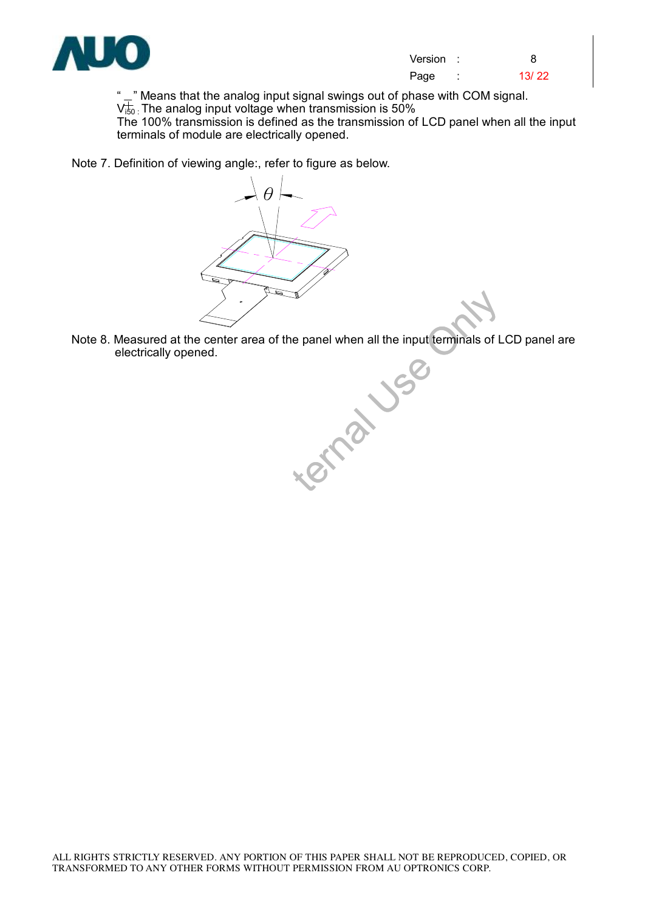" _ " Means that the analog input signal swings out of phase with COM signal.

$V_{i50}^{\pm}$ : The analog input voltage when transmission is 50%

The 100% transmission is defined as the transmission of LCD panel when all the input terminals of module are electrically opened.

Note 7. Definition of viewing angle:, refer to figure as below.

$\theta$

Note 8. Measured at the center area of the panel when all the input terminals of LCD panel are electrically opened.

ALL RIGHTS STRICTLY RESERVED. ANY PORTION OF THIS PAPER SHALL NOT BE REPRODUCED, COPIED, OR TRANSFORMED TO ANY OTHER FORMS WITHOUT PERMISSION FROM AU OPTRONICS CORP.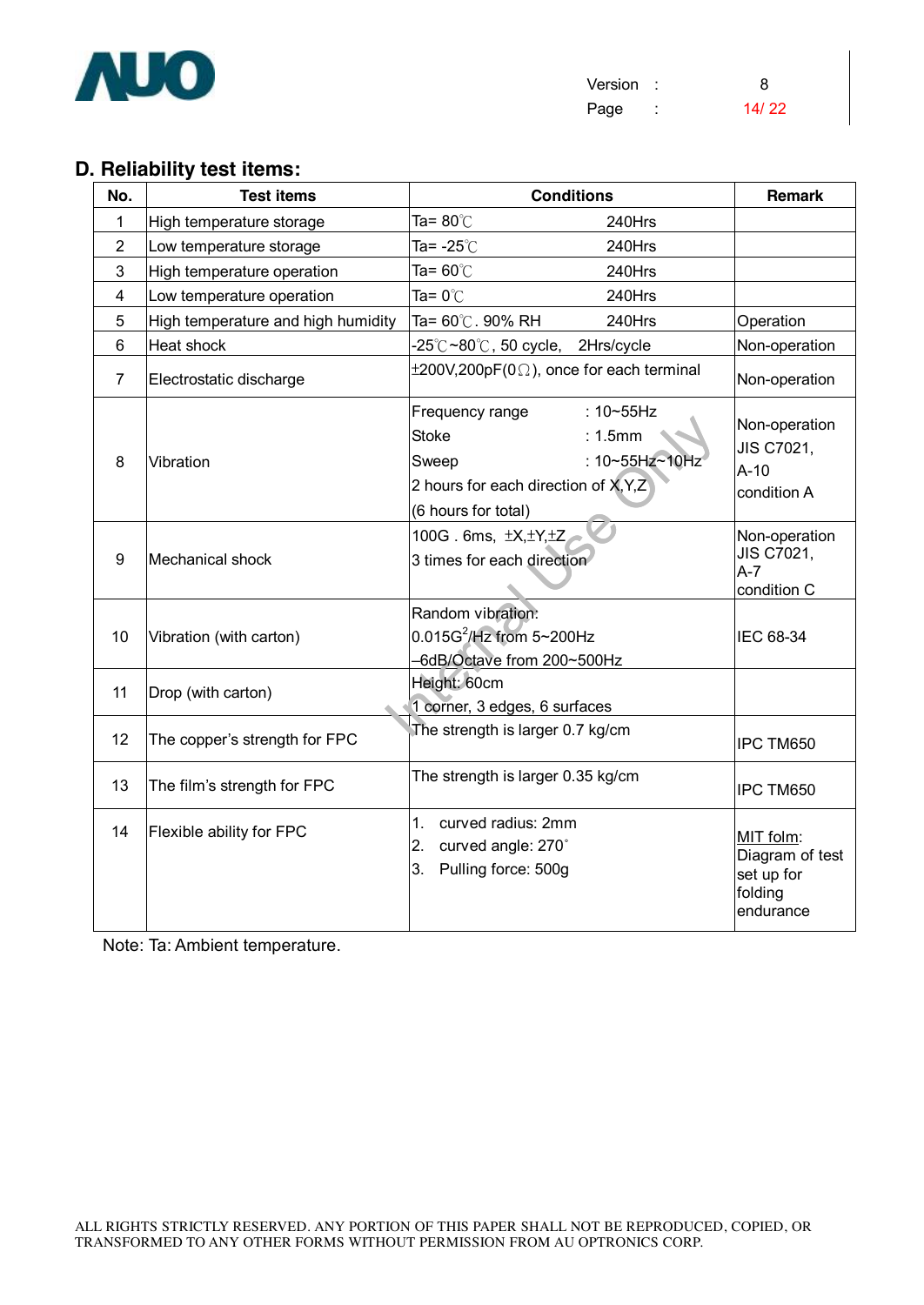## D. Reliability test items:

| No. | Test items | Conditions | Remark |
|---|---|---|---|
| 1 | High temperature storage | Ta= 80℃ 240Hrs | |
| 2 | Low temperature storage | Ta= -25℃ 240Hrs | |
| 3 | High temperature operation | Ta= 60℃ 240Hrs | |
| 4 | Low temperature operation | Ta= 0℃ 240Hrs | |
| 5 | High temperature and high humidity | Ta= 60℃. 90% RH 240Hrs | Operation |
| 6 | Heat shock | -25℃~80℃, 50 cycle, 2Hrs/cycle | Non-operation |
| 7 | Electrostatic discharge | ±200V,200pF(0Ω), once for each terminal | Non-operation |
| 8 | Vibration | Frequency range : 10~55Hz<br>Stoke : 1.5mm<br>Sweep : 10~55Hz~10Hz<br>2 hours for each direction of X,Y,Z<br>(6 hours for total) | Non-operation<br>JIS C7021,<br>A-10<br>condition A |
| 9 | Mechanical shock | 100G . 6ms, ±X,±Y,±Z<br>3 times for each direction | Non-operation<br>JIS C7021,<br>A-7<br>condition C |
| 10 | Vibration (with carton) | Random vibration:<br>$0.015G^2/Hz$ from 5~200Hz<br>–6dB/Octave from 200~500Hz | IEC 68-34 |
| 11 | Drop (with carton) | Height: 60cm<br>1 corner, 3 edges, 6 surfaces | |
| 12 | The copper's strength for FPC | The strength is larger 0.7 kg/cm | IPC TM650 |
| 13 | The film's strength for FPC | The strength is larger 0.35 kg/cm | IPC TM650 |
| 14 | Flexible ability for FPC | 1. curved radius: 2mm<br>2. curved angle: 270˚<br>3. Pulling force: 500g | MIT folm:<br>Diagram of test set up for folding endurance |

Note: Ta: Ambient temperature.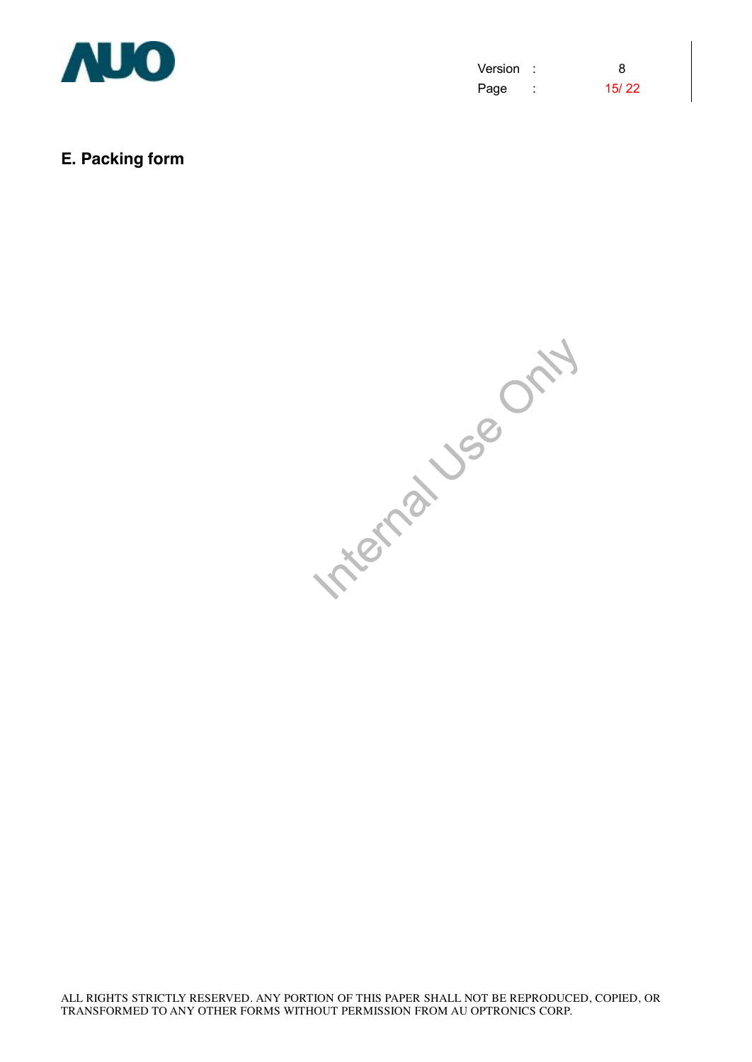## E. Packing form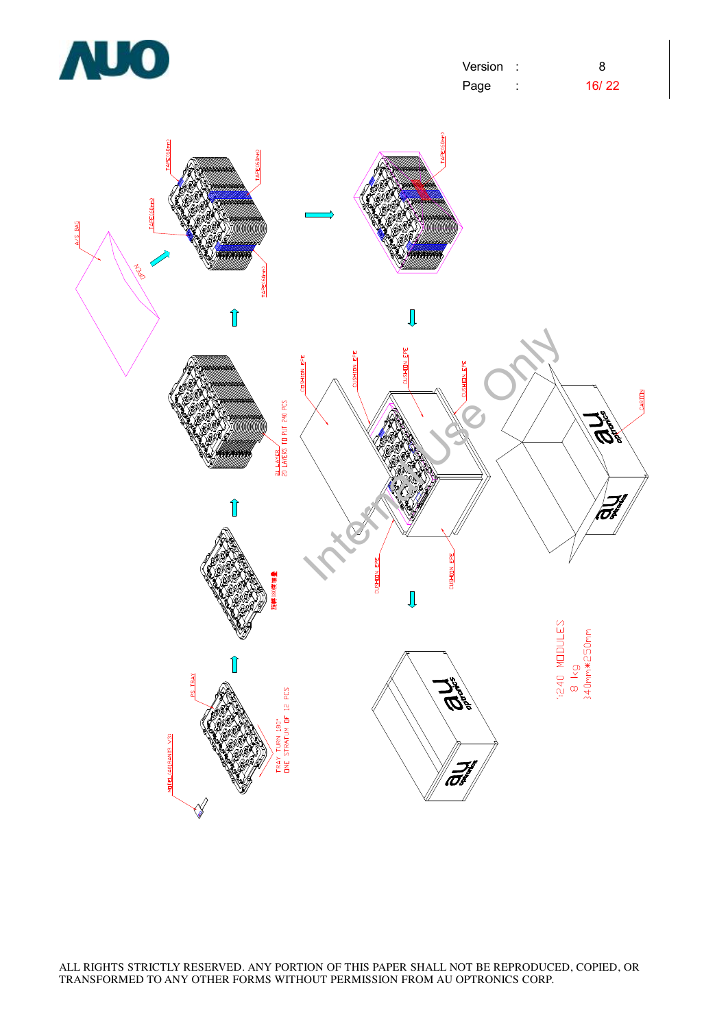MODEL(40)BANK(3 V3)

PS TRAY

TRAY TURN 180°
ONE STRATUM OF 12 PCS

21 LAYER
20 LAYERS TO PUT 240 PCS

A/S BAG

OPEN

TAPE(60mm)

TAPE(60mm)

TAPE(60mm)

TAPE(60mm)

TAPE(60mm)

CUSHION EPE

CUSHION EPE

CUSHION EPE

CUSHION EPE

CUSHION EPE

CUSHION EPE

CARTON

1240 MODULES
8 kg
340mm*250mm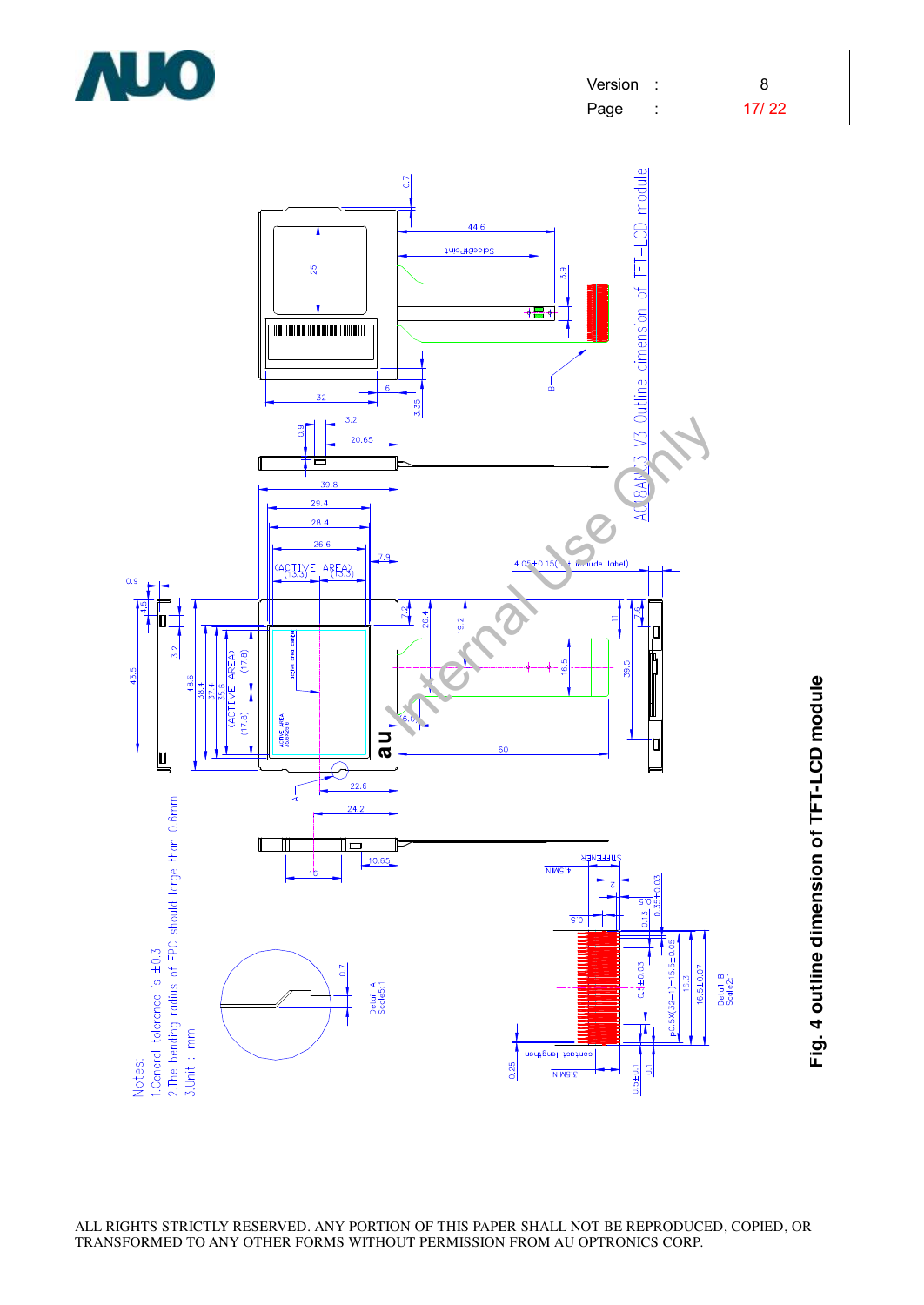A08AN03 V3 Outline dimension of TFT-LCD module

Notes:
1.General tolerance is ±0.3
2.The bending radius of FPC should large than 0.6mm
3.Unit : mm

**Fig. 4 outline dimension of TFT-LCD module**

ALL RIGHTS STRICTLY RESERVED. ANY PORTION OF THIS PAPER SHALL NOT BE REPRODUCED, COPIED, OR TRANSFORMED TO ANY OTHER FORMS WITHOUT PERMISSION FROM AU OPTRONICS CORP.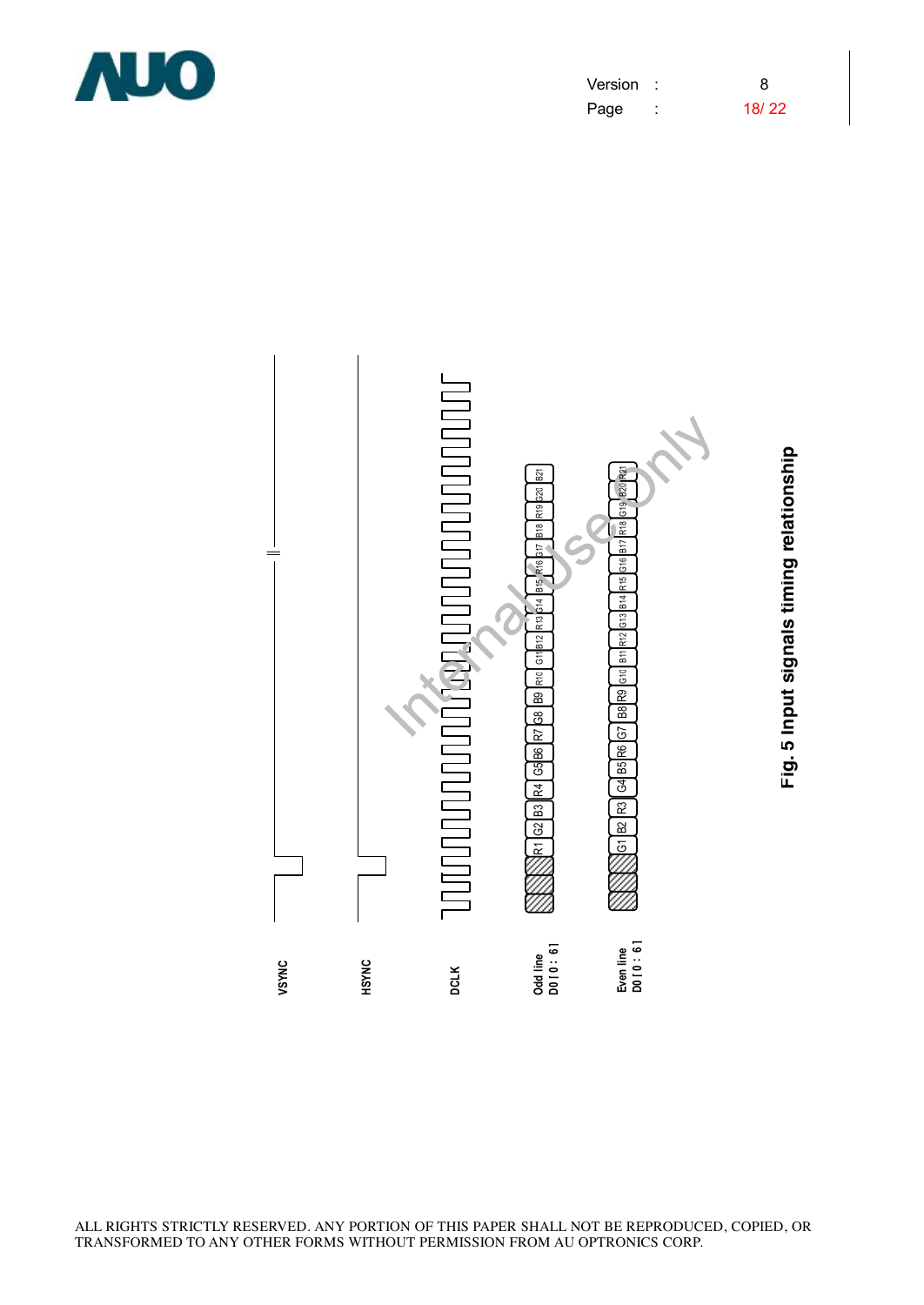VSYNC

HSYNC

DCLK

Odd line D0 [ 0 : 6 ]

R1 G2 B3 R4 G5 B6 R7 G8 B9 R10 G11 B12 R13 G14 B15 R16 G17 B18 R19 G20 B21

Even line D0 [ 0 : 6 ]

G1 B2 R3 G4 B5 R6 G7 B8 R9 G10 B11 R12 G13 B14 R15 G16 B17 R18 G19 B20 R21

Internal Use Only

**Fig. 5 Input signals timing relationship**

ALL RIGHTS STRICTLY RESERVED. ANY PORTION OF THIS PAPER SHALL NOT BE REPRODUCED, COPIED, OR TRANSFORMED TO ANY OTHER FORMS WITHOUT PERMISSION FROM AU OPTRONICS CORP.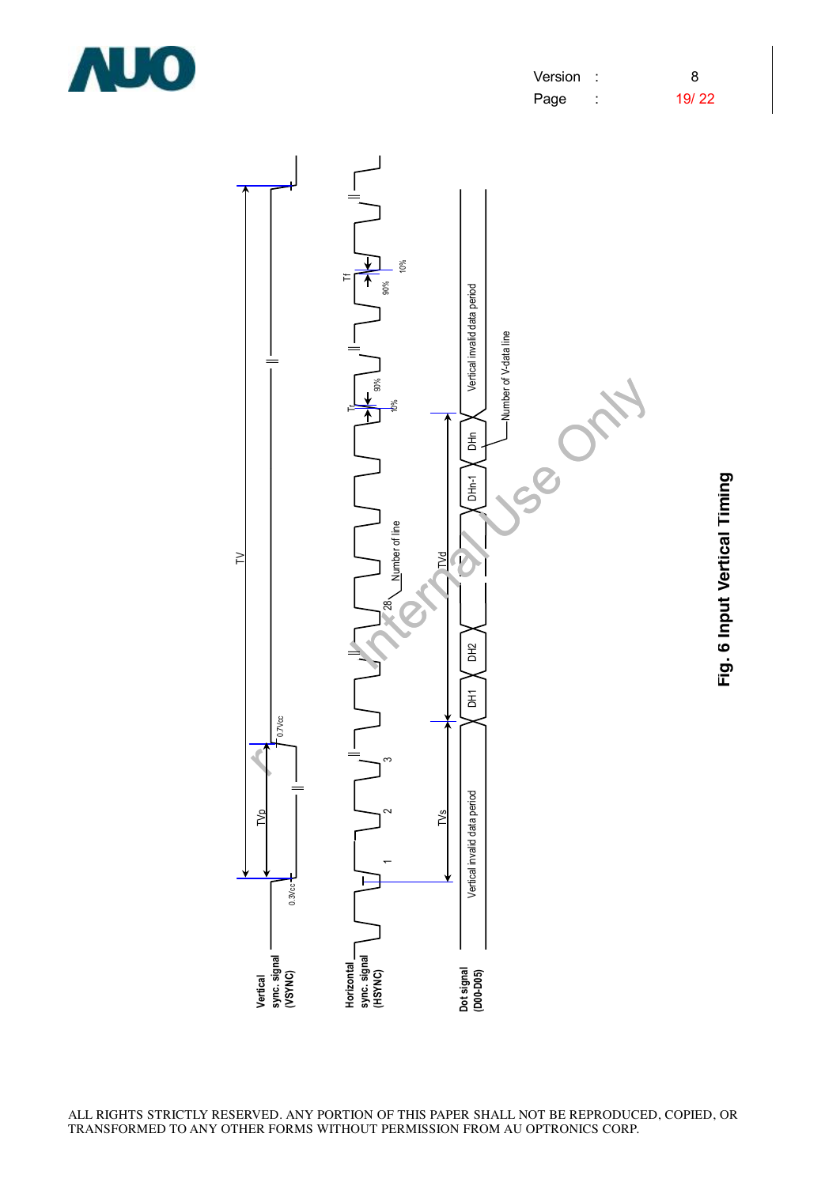Vertical sync. signal (VSYNC)

Horizontal sync. signal (HSYNC)

Dot signal (D00-D05)

TV

TVp

0.3Vcc

0.7Vcc

1

2

3

28

Number of line

Tr

Tf

90%

10%

TVs

TVd

Vertical invalid data period

DH1

DH2

DHn-1

DHn

Number of V-data line

Internal Use Only

**Fig. 6 Input Vertical Timing**

ALL RIGHTS STRICTLY RESERVED. ANY PORTION OF THIS PAPER SHALL NOT BE REPRODUCED, COPIED, OR TRANSFORMED TO ANY OTHER FORMS WITHOUT PERMISSION FROM AU OPTRONICS CORP.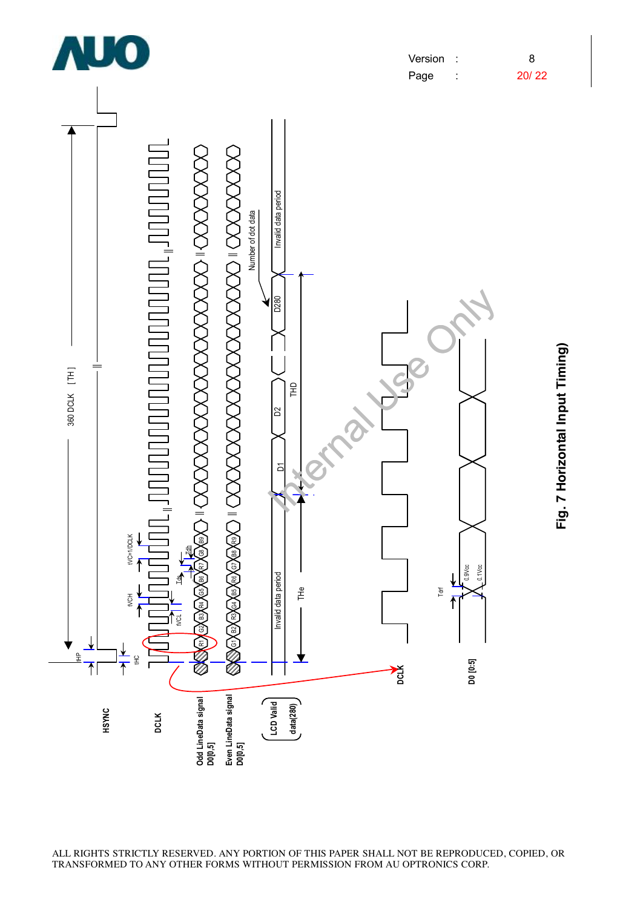360 DCLK [TH]

HSYNC

DCLK

Odd LineData signal D0[0,5]

Even LineData signal D0[0,5]

LCD Valid data(280)

tHP

tHC

tVCH

tVCL

tVC=1/DCLK

Tds

Tdh

R1 G2 B3 R4 G5 B6 R7 G8 B9

G1 B2 R3 G4 B5 R6 G7 B8 R9

Invalid data period

D1 D2 D280

THe

THD

Number of dot data

Invalid data period

DCLK

D0 [0:5]

Tdrf

0.9Vcc

0.1Vcc

Internal Use Only

**Fig. 7 Horizontal Input Timing)**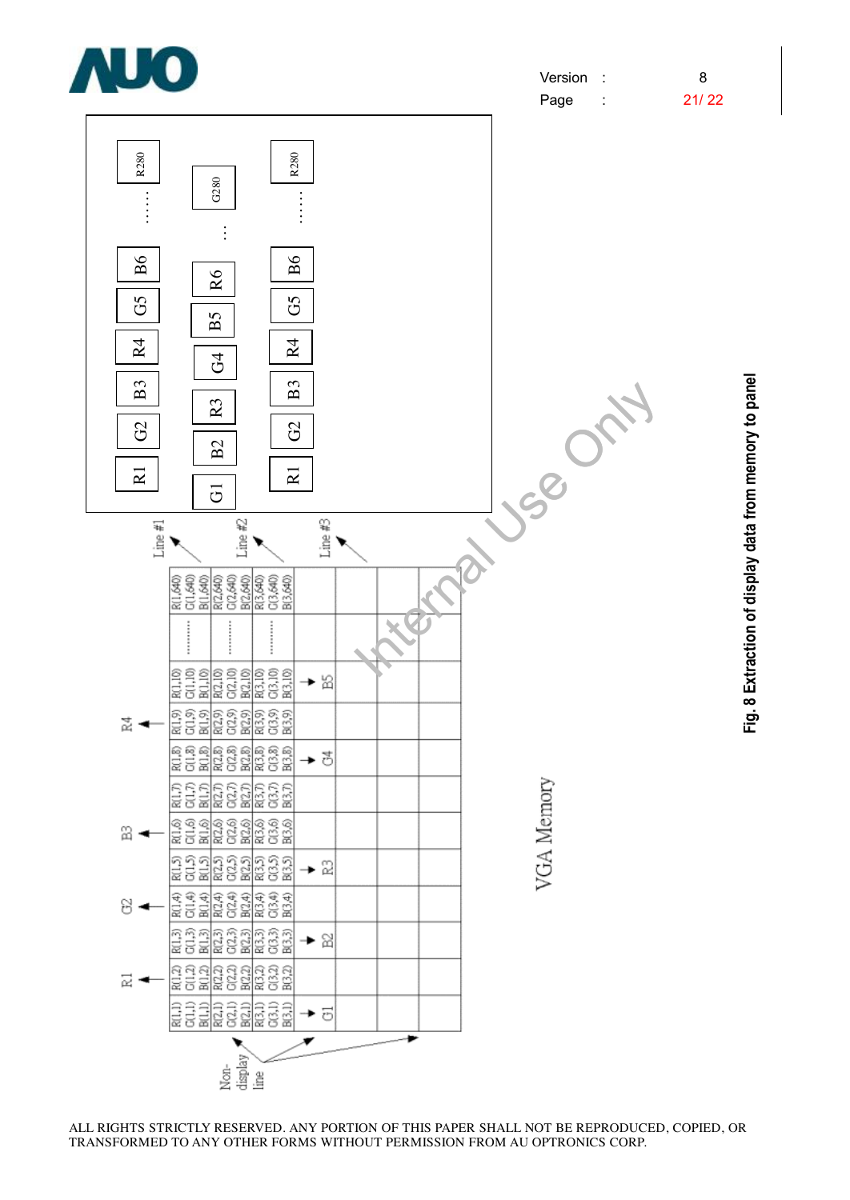R280
G280
R280
......
...
......
B6
R6
B6
G5
B5
G5
R4
G4
R4
B3
R3
B3
G2
B2
G2
R1
G1
R1

Line #1
Line #2
Line #3

R4
B3
G2
R1

G1
B2
R3
G4
B5

Non-display line

VGA Memory

Internal Use Only

Fig. 8 Extraction of display data from memory to panel

ALL RIGHTS STRICTLY RESERVED. ANY PORTION OF THIS PAPER SHALL NOT BE REPRODUCED, COPIED, OR TRANSFORMED TO ANY OTHER FORMS WITHOUT PERMISSION FROM AU OPTRONICS CORP.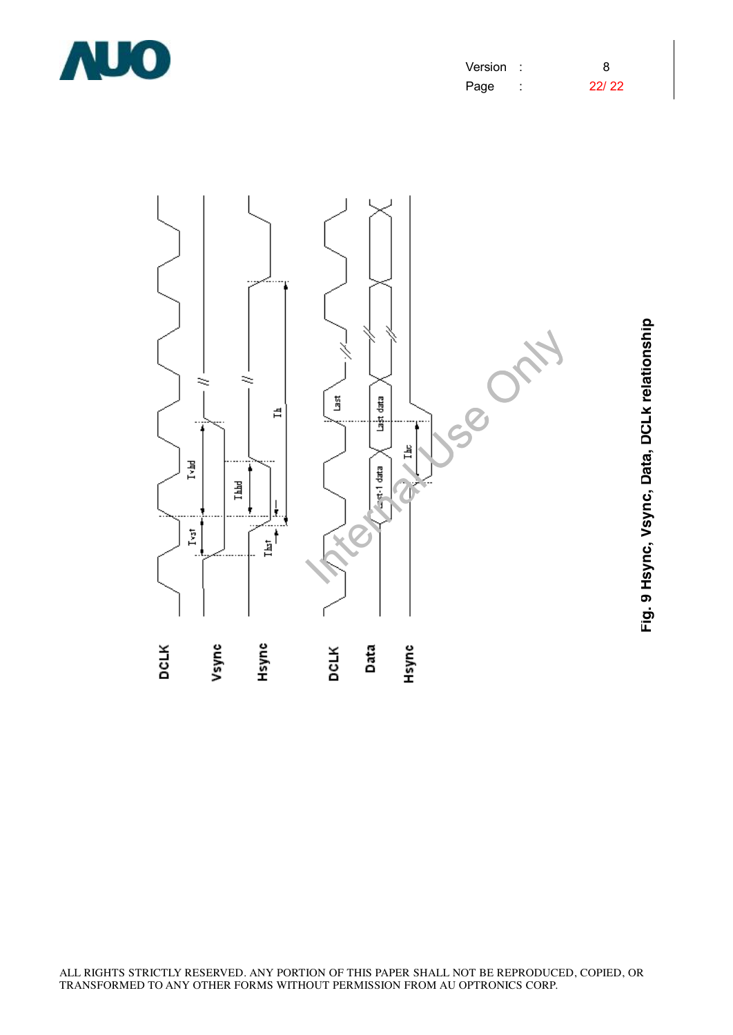DCLK

Vsync

Hsync

DCLK

Data

Hsync

Tvst

Tvhd

Thst

Thhd

Th

Last

Last-1 data

Last data

Thc

Fig. 9 Hsync, Vsync, Data, DCLk relationship

ALL RIGHTS STRICTLY RESERVED. ANY PORTION OF THIS PAPER SHALL NOT BE REPRODUCED, COPIED, OR TRANSFORMED TO ANY OTHER FORMS WITHOUT PERMISSION FROM AU OPTRONICS CORP.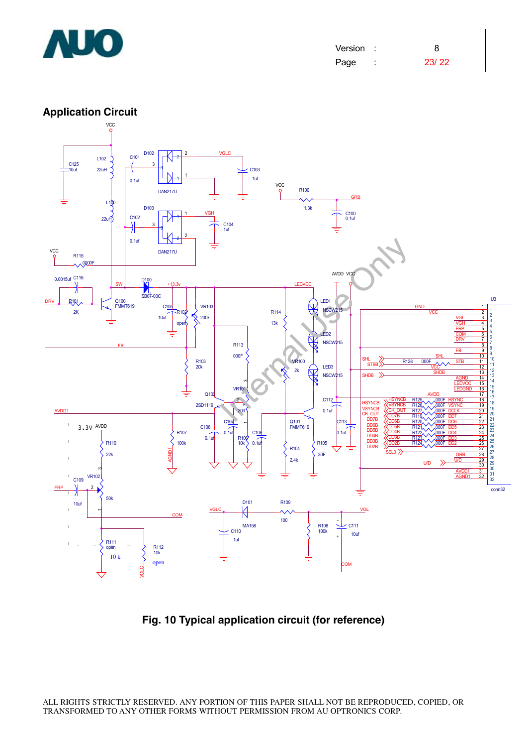## Application Circuit

Fig. 10 Typical application circuit (for reference)

ALL RIGHTS STRICTLY RESERVED. ANY PORTION OF THIS PAPER SHALL NOT BE REPRODUCED, COPIED, OR TRANSFORMED TO ANY OTHER FORMS WITHOUT PERMISSION FROM AU OPTRONICS CORP.